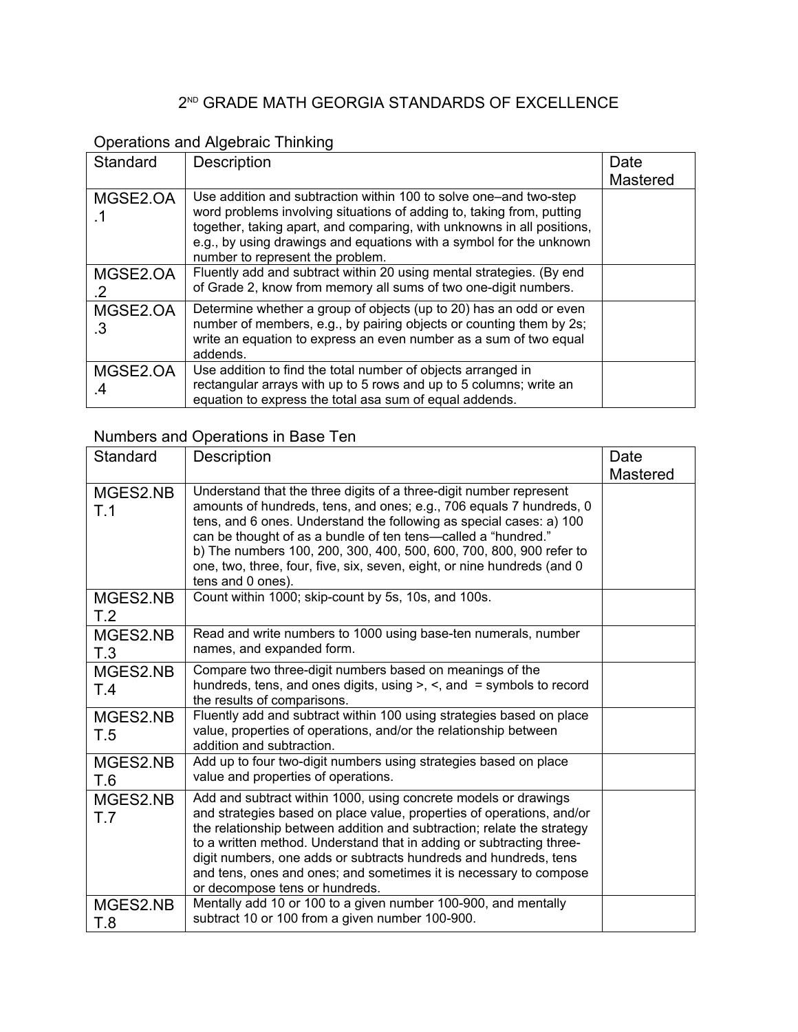# 2ND GRADE MATH GEORGIA STANDARDS OF EXCELLENCE

## Operations and Algebraic Thinking

| Standard | Description | Date Mastered |
|---|---|---|
| MGSE2.OA.1 | Use addition and subtraction within 100 to solve one–and two-step word problems involving situations of adding to, taking from, putting together, taking apart, and comparing, with unknowns in all positions, e.g., by using drawings and equations with a symbol for the unknown number to represent the problem. | |
| MGSE2.OA.2 | Fluently add and subtract within 20 using mental strategies. (By end of Grade 2, know from memory all sums of two one-digit numbers. | |
| MGSE2.OA.3 | Determine whether a group of objects (up to 20) has an odd or even number of members, e.g., by pairing objects or counting them by 2s; write an equation to express an even number as a sum of two equal addends. | |
| MGSE2.OA.4 | Use addition to find the total number of objects arranged in rectangular arrays with up to 5 rows and up to 5 columns; write an equation to express the total asa sum of equal addends. | |

## Numbers and Operations in Base Ten

| Standard | Description | Date Mastered |
|---|---|---|
| MGES2.NBT.1 | Understand that the three digits of a three-digit number represent amounts of hundreds, tens, and ones; e.g., 706 equals 7 hundreds, 0 tens, and 6 ones. Understand the following as special cases: a) 100 can be thought of as a bundle of ten tens—called a "hundred." b) The numbers 100, 200, 300, 400, 500, 600, 700, 800, 900 refer to one, two, three, four, five, six, seven, eight, or nine hundreds (and 0 tens and 0 ones). | |
| MGES2.NBT.2 | Count within 1000; skip-count by 5s, 10s, and 100s. | |
| MGES2.NBT.3 | Read and write numbers to 1000 using base-ten numerals, number names, and expanded form. | |
| MGES2.NBT.4 | Compare two three-digit numbers based on meanings of the hundreds, tens, and ones digits, using >, <, and = symbols to record the results of comparisons. | |
| MGES2.NBT.5 | Fluently add and subtract within 100 using strategies based on place value, properties of operations, and/or the relationship between addition and subtraction. | |
| MGES2.NBT.6 | Add up to four two-digit numbers using strategies based on place value and properties of operations. | |
| MGES2.NBT.7 | Add and subtract within 1000, using concrete models or drawings and strategies based on place value, properties of operations, and/or the relationship between addition and subtraction; relate the strategy to a written method. Understand that in adding or subtracting three-digit numbers, one adds or subtracts hundreds and hundreds, tens and tens, ones and ones; and sometimes it is necessary to compose or decompose tens or hundreds. | |
| MGES2.NBT.8 | Mentally add 10 or 100 to a given number 100-900, and mentally subtract 10 or 100 from a given number 100-900. | |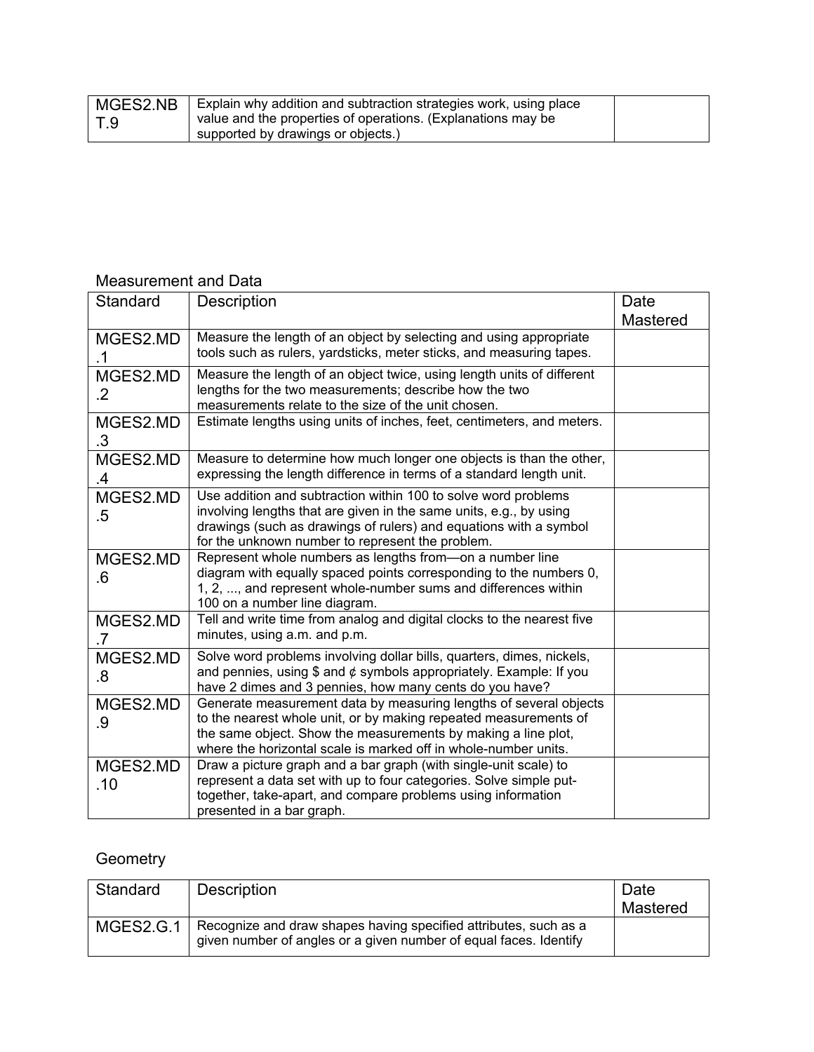| MGES2.NBT.9 | Explain why addition and subtraction strategies work, using place value and the properties of operations. (Explanations may be supported by drawings or objects.) | |
|---|---|---|

Measurement and Data

| Standard | Description | Date Mastered |
|---|---|---|
| MGES2.MD.1 | Measure the length of an object by selecting and using appropriate tools such as rulers, yardsticks, meter sticks, and measuring tapes. | |
| MGES2.MD.2 | Measure the length of an object twice, using length units of different lengths for the two measurements; describe how the two measurements relate to the size of the unit chosen. | |
| MGES2.MD.3 | Estimate lengths using units of inches, feet, centimeters, and meters. | |
| MGES2.MD.4 | Measure to determine how much longer one objects is than the other, expressing the length difference in terms of a standard length unit. | |
| MGES2.MD.5 | Use addition and subtraction within 100 to solve word problems involving lengths that are given in the same units, e.g., by using drawings (such as drawings of rulers) and equations with a symbol for the unknown number to represent the problem. | |
| MGES2.MD.6 | Represent whole numbers as lengths from—on a number line diagram with equally spaced points corresponding to the numbers 0, 1, 2, ..., and represent whole-number sums and differences within 100 on a number line diagram. | |
| MGES2.MD.7 | Tell and write time from analog and digital clocks to the nearest five minutes, using a.m. and p.m. | |
| MGES2.MD.8 | Solve word problems involving dollar bills, quarters, dimes, nickels, and pennies, using $ and ¢ symbols appropriately. Example: If you have 2 dimes and 3 pennies, how many cents do you have? | |
| MGES2.MD.9 | Generate measurement data by measuring lengths of several objects to the nearest whole unit, or by making repeated measurements of the same object. Show the measurements by making a line plot, where the horizontal scale is marked off in whole-number units. | |
| MGES2.MD.10 | Draw a picture graph and a bar graph (with single-unit scale) to represent a data set with up to four categories. Solve simple put-together, take-apart, and compare problems using information presented in a bar graph. | |

Geometry

| Standard | Description | Date Mastered |
|---|---|---|
| MGES2.G.1 | Recognize and draw shapes having specified attributes, such as a given number of angles or a given number of equal faces. Identify | |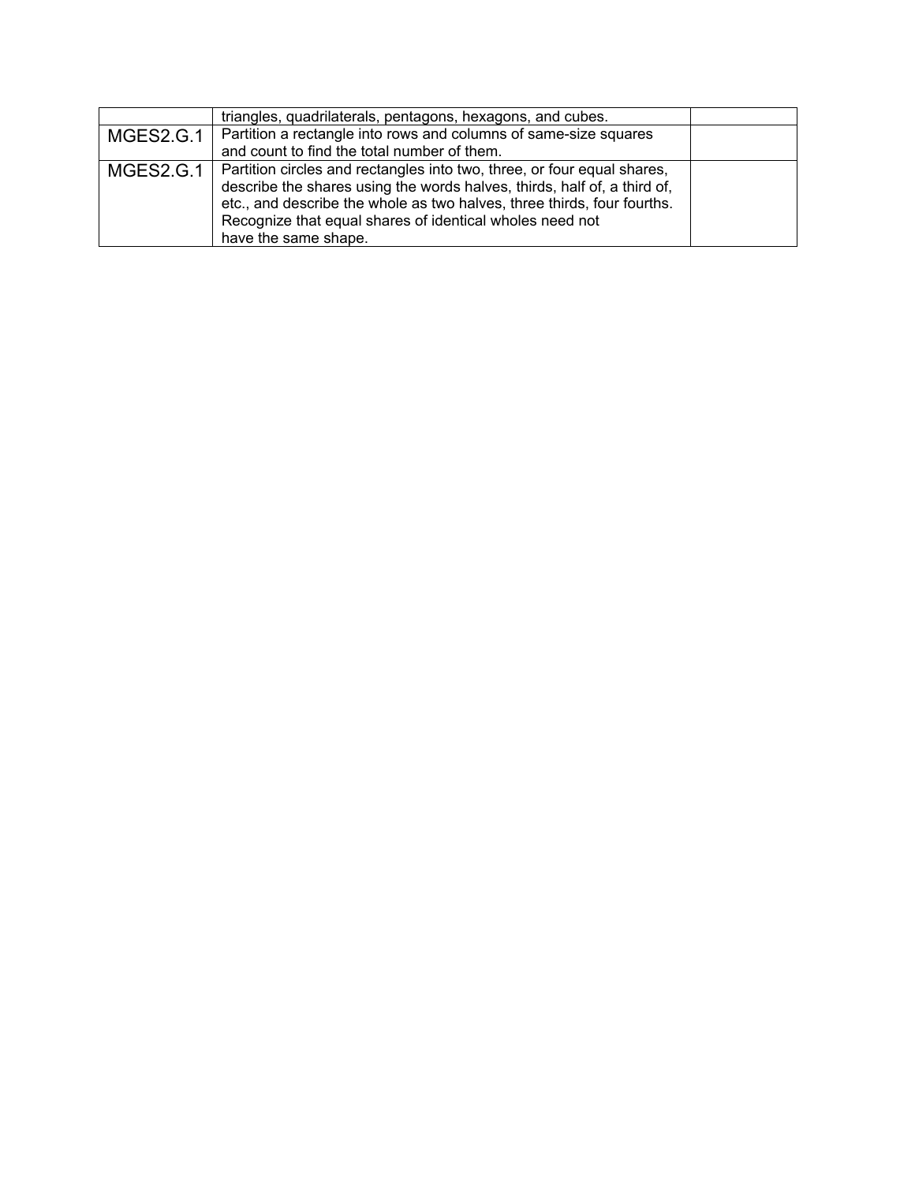| | | |
|---|---|---|
| | triangles, quadrilaterals, pentagons, hexagons, and cubes. | |
| MGES2.G.1 | Partition a rectangle into rows and columns of same-size squares and count to find the total number of them. | |
| MGES2.G.1 | Partition circles and rectangles into two, three, or four equal shares, describe the shares using the words halves, thirds, half of, a third of, etc., and describe the whole as two halves, three thirds, four fourths. Recognize that equal shares of identical wholes need not have the same shape. | |